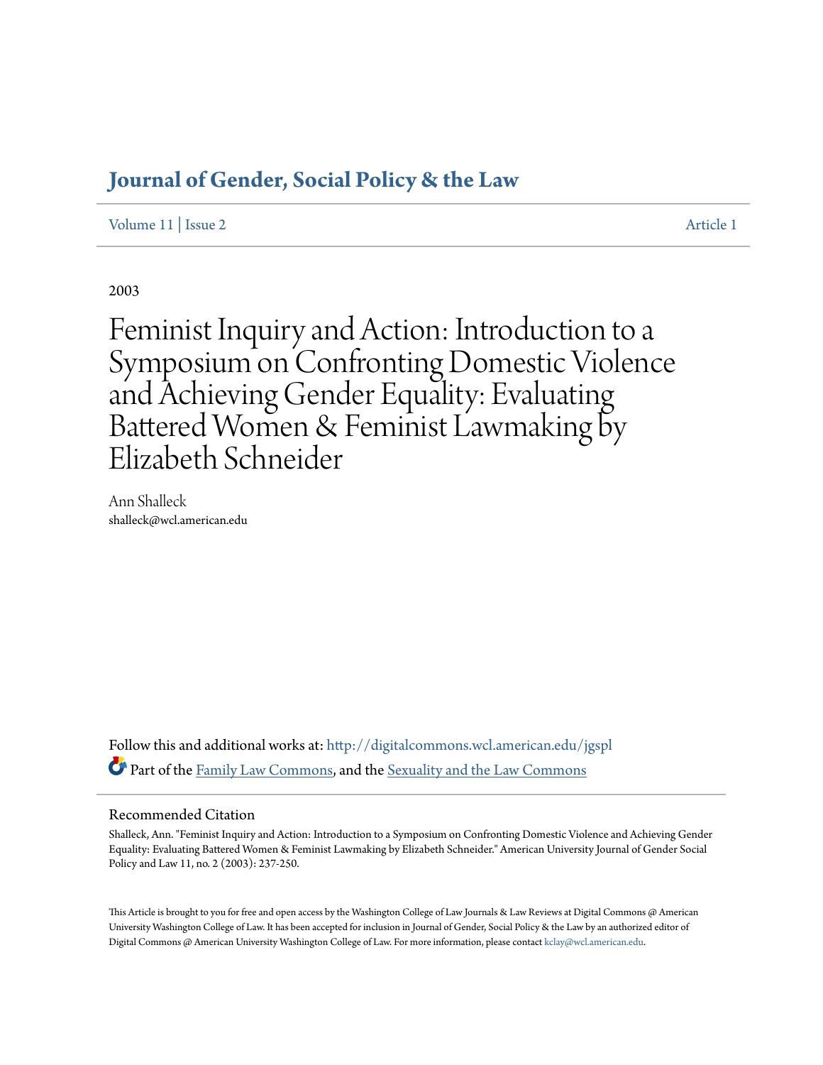# Journal of Gender, Social Policy & the Law

Volume 11 | Issue 2 Article 1

2003

# Feminist Inquiry and Action: Introduction to a Symposium on Confronting Domestic Violence and Achieving Gender Equality: Evaluating Battered Women & Feminist Lawmaking by Elizabeth Schneider

Ann Shalleck
shalleck@wcl.american.edu

Follow this and additional works at: http://digitalcommons.wcl.american.edu/jgspl

Part of the Family Law Commons, and the Sexuality and the Law Commons

## Recommended Citation

Shalleck, Ann. "Feminist Inquiry and Action: Introduction to a Symposium on Confronting Domestic Violence and Achieving Gender Equality: Evaluating Battered Women & Feminist Lawmaking by Elizabeth Schneider." American University Journal of Gender Social Policy and Law 11, no. 2 (2003): 237-250.

This Article is brought to you for free and open access by the Washington College of Law Journals & Law Reviews at Digital Commons @ American University Washington College of Law. It has been accepted for inclusion in Journal of Gender, Social Policy & the Law by an authorized editor of Digital Commons @ American University Washington College of Law. For more information, please contact kclay@wcl.american.edu.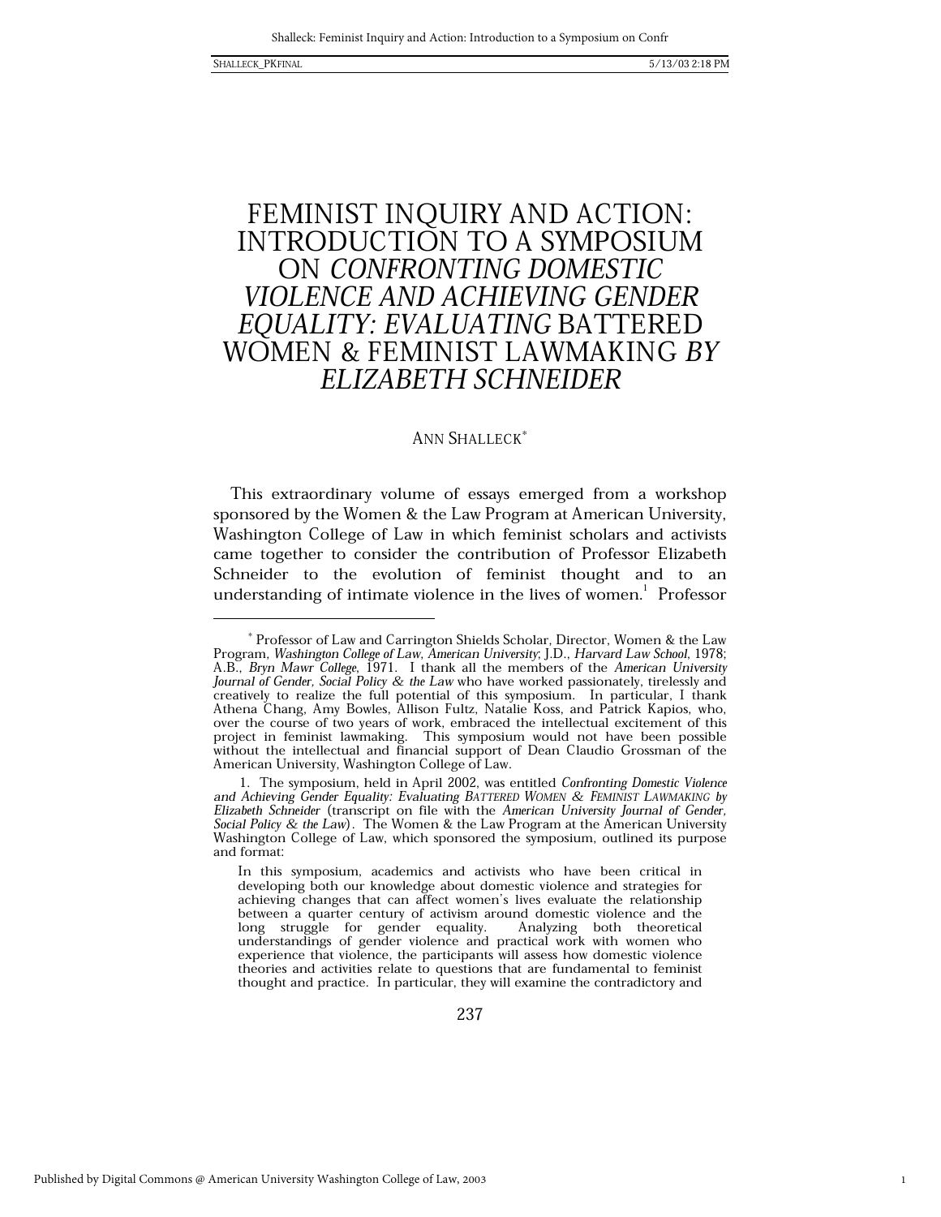# FEMINIST INQUIRY AND ACTION: INTRODUCTION TO A SYMPOSIUM ON *CONFRONTING DOMESTIC VIOLENCE AND ACHIEVING GENDER EQUALITY: EVALUATING* BATTERED WOMEN & FEMINIST LAWMAKING *BY ELIZABETH SCHNEIDER*

ANN SHALLECK*

This extraordinary volume of essays emerged from a workshop sponsored by the Women & the Law Program at American University, Washington College of Law in which feminist scholars and activists came together to consider the contribution of Professor Elizabeth Schneider to the evolution of feminist thought and to an understanding of intimate violence in the lives of women.[1] Professor

---

\* Professor of Law and Carrington Shields Scholar, Director, Women & the Law Program, *Washington College of Law, American University*; J.D., *Harvard Law School*, 1978; A.B., *Bryn Mawr College*, 1971. I thank all the members of the *American University Journal of Gender, Social Policy & the Law* who have worked passionately, tirelessly and creatively to realize the full potential of this symposium. In particular, I thank Athena Chang, Amy Bowles, Allison Fultz, Natalie Koss, and Patrick Kapios, who, over the course of two years of work, embraced the intellectual excitement of this project in feminist lawmaking. This symposium would not have been possible without the intellectual and financial support of Dean Claudio Grossman of the American University, Washington College of Law.

1. The symposium, held in April 2002, was entitled *Confronting Domestic Violence and Achieving Gender Equality: Evaluating* BATTERED WOMEN & FEMINIST LAWMAKING *by Elizabeth Schneider* (transcript on file with the *American University Journal of Gender, Social Policy & the Law*). The Women & the Law Program at the American University Washington College of Law, which sponsored the symposium, outlined its purpose and format:

> In this symposium, academics and activists who have been critical in developing both our knowledge about domestic violence and strategies for achieving changes that can affect women's lives evaluate the relationship between a quarter century of activism around domestic violence and the long struggle for gender equality. Analyzing both theoretical understandings of gender violence and practical work with women who experience that violence, the participants will assess how domestic violence theories and activities relate to questions that are fundamental to feminist thought and practice. In particular, they will examine the contradictory and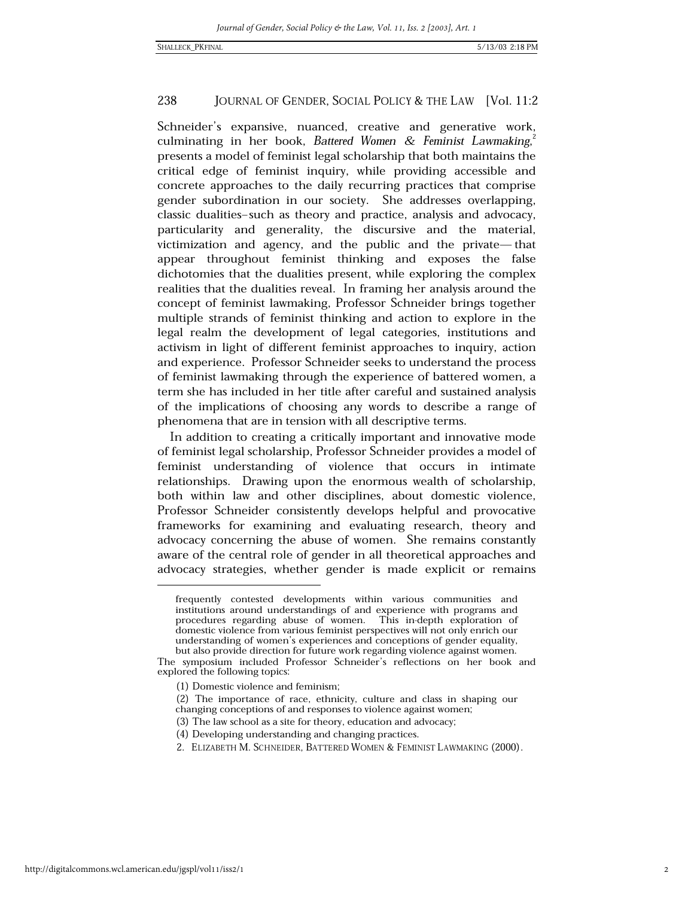Schneider's expansive, nuanced, creative and generative work, culminating in her book, *Battered Women & Feminist Lawmaking*,[2] presents a model of feminist legal scholarship that both maintains the critical edge of feminist inquiry, while providing accessible and concrete approaches to the daily recurring practices that comprise gender subordination in our society. She addresses overlapping, classic dualities–such as theory and practice, analysis and advocacy, particularity and generality, the discursive and the material, victimization and agency, and the public and the private— that appear throughout feminist thinking and exposes the false dichotomies that the dualities present, while exploring the complex realities that the dualities reveal. In framing her analysis around the concept of feminist lawmaking, Professor Schneider brings together multiple strands of feminist thinking and action to explore in the legal realm the development of legal categories, institutions and activism in light of different feminist approaches to inquiry, action and experience. Professor Schneider seeks to understand the process of feminist lawmaking through the experience of battered women, a term she has included in her title after careful and sustained analysis of the implications of choosing any words to describe a range of phenomena that are in tension with all descriptive terms.

In addition to creating a critically important and innovative mode of feminist legal scholarship, Professor Schneider provides a model of feminist understanding of violence that occurs in intimate relationships. Drawing upon the enormous wealth of scholarship, both within law and other disciplines, about domestic violence, Professor Schneider consistently develops helpful and provocative frameworks for examining and evaluating research, theory and advocacy concerning the abuse of women. She remains constantly aware of the central role of gender in all theoretical approaches and advocacy strategies, whether gender is made explicit or remains

---

frequently contested developments within various communities and institutions around understandings of and experience with programs and procedures regarding abuse of women. This in-depth exploration of domestic violence from various feminist perspectives will not only enrich our understanding of women's experiences and conceptions of gender equality, but also provide direction for future work regarding violence against women.

The symposium included Professor Schneider's reflections on her book and explored the following topics:

(1) Domestic violence and feminism;

(2) The importance of race, ethnicity, culture and class in shaping our changing conceptions of and responses to violence against women;

(3) The law school as a site for theory, education and advocacy;

(4) Developing understanding and changing practices.

2. ELIZABETH M. SCHNEIDER, BATTERED WOMEN & FEMINIST LAWMAKING (2000).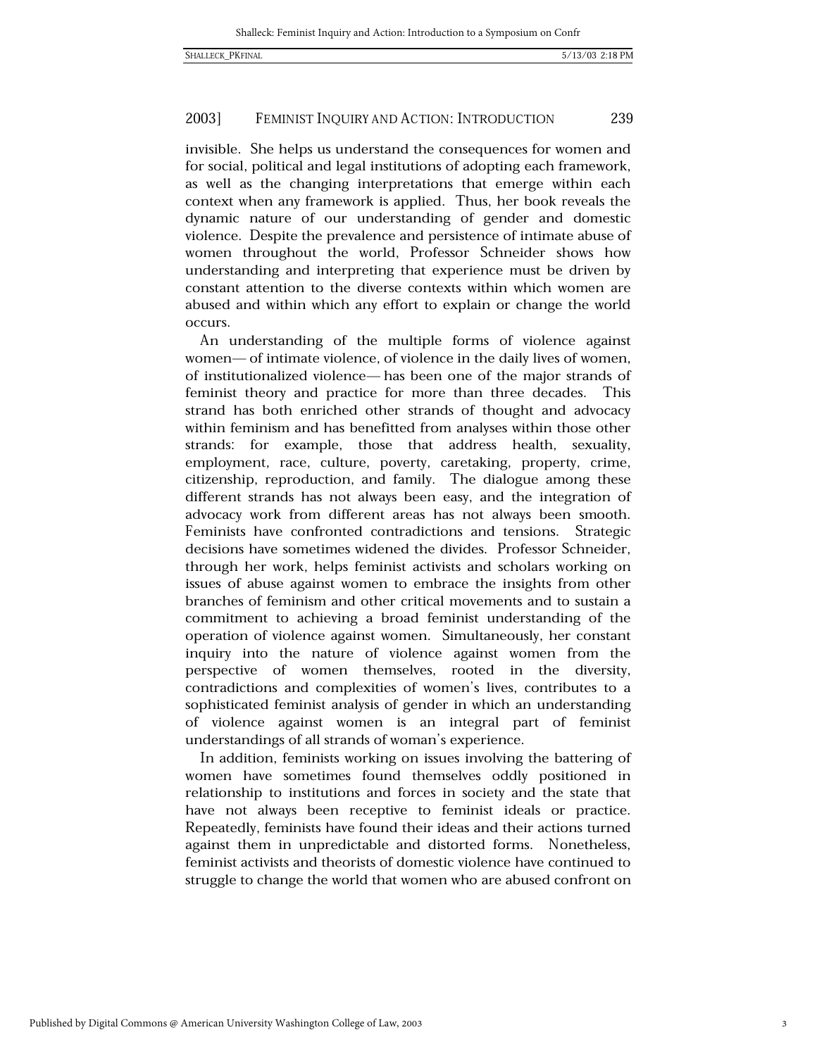invisible. She helps us understand the consequences for women and for social, political and legal institutions of adopting each framework, as well as the changing interpretations that emerge within each context when any framework is applied. Thus, her book reveals the dynamic nature of our understanding of gender and domestic violence. Despite the prevalence and persistence of intimate abuse of women throughout the world, Professor Schneider shows how understanding and interpreting that experience must be driven by constant attention to the diverse contexts within which women are abused and within which any effort to explain or change the world occurs.

An understanding of the multiple forms of violence against women— of intimate violence, of violence in the daily lives of women, of institutionalized violence— has been one of the major strands of feminist theory and practice for more than three decades. This strand has both enriched other strands of thought and advocacy within feminism and has benefitted from analyses within those other strands: for example, those that address health, sexuality, employment, race, culture, poverty, caretaking, property, crime, citizenship, reproduction, and family. The dialogue among these different strands has not always been easy, and the integration of advocacy work from different areas has not always been smooth. Feminists have confronted contradictions and tensions. Strategic decisions have sometimes widened the divides. Professor Schneider, through her work, helps feminist activists and scholars working on issues of abuse against women to embrace the insights from other branches of feminism and other critical movements and to sustain a commitment to achieving a broad feminist understanding of the operation of violence against women. Simultaneously, her constant inquiry into the nature of violence against women from the perspective of women themselves, rooted in the diversity, contradictions and complexities of women's lives, contributes to a sophisticated feminist analysis of gender in which an understanding of violence against women is an integral part of feminist understandings of all strands of woman's experience.

In addition, feminists working on issues involving the battering of women have sometimes found themselves oddly positioned in relationship to institutions and forces in society and the state that have not always been receptive to feminist ideals or practice. Repeatedly, feminists have found their ideas and their actions turned against them in unpredictable and distorted forms. Nonetheless, feminist activists and theorists of domestic violence have continued to struggle to change the world that women who are abused confront on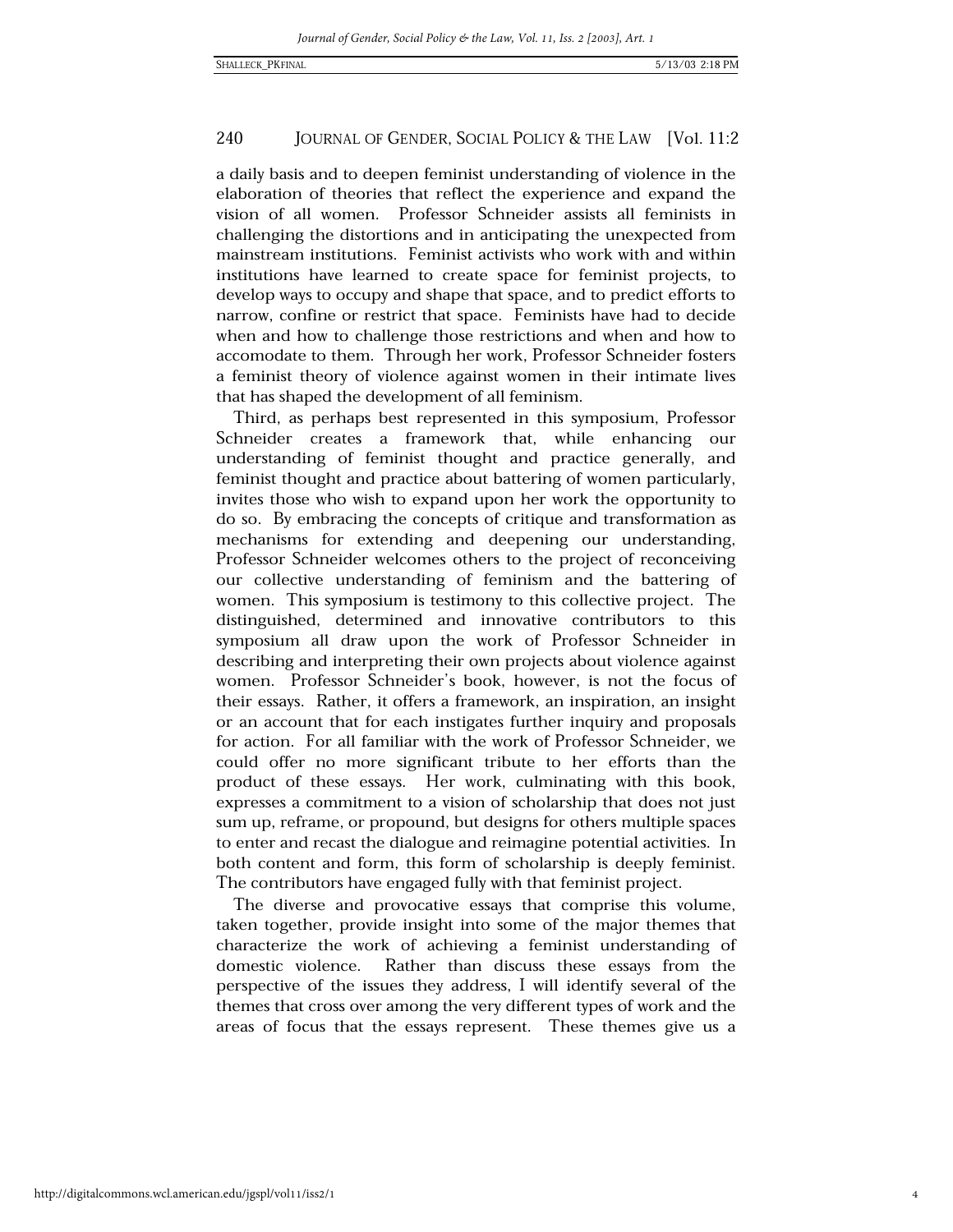a daily basis and to deepen feminist understanding of violence in the elaboration of theories that reflect the experience and expand the vision of all women. Professor Schneider assists all feminists in challenging the distortions and in anticipating the unexpected from mainstream institutions. Feminist activists who work with and within institutions have learned to create space for feminist projects, to develop ways to occupy and shape that space, and to predict efforts to narrow, confine or restrict that space. Feminists have had to decide when and how to challenge those restrictions and when and how to accomodate to them. Through her work, Professor Schneider fosters a feminist theory of violence against women in their intimate lives that has shaped the development of all feminism.

Third, as perhaps best represented in this symposium, Professor Schneider creates a framework that, while enhancing our understanding of feminist thought and practice generally, and feminist thought and practice about battering of women particularly, invites those who wish to expand upon her work the opportunity to do so. By embracing the concepts of critique and transformation as mechanisms for extending and deepening our understanding, Professor Schneider welcomes others to the project of reconceiving our collective understanding of feminism and the battering of women. This symposium is testimony to this collective project. The distinguished, determined and innovative contributors to this symposium all draw upon the work of Professor Schneider in describing and interpreting their own projects about violence against women. Professor Schneider's book, however, is not the focus of their essays. Rather, it offers a framework, an inspiration, an insight or an account that for each instigates further inquiry and proposals for action. For all familiar with the work of Professor Schneider, we could offer no more significant tribute to her efforts than the product of these essays. Her work, culminating with this book, expresses a commitment to a vision of scholarship that does not just sum up, reframe, or propound, but designs for others multiple spaces to enter and recast the dialogue and reimagine potential activities. In both content and form, this form of scholarship is deeply feminist. The contributors have engaged fully with that feminist project.

The diverse and provocative essays that comprise this volume, taken together, provide insight into some of the major themes that characterize the work of achieving a feminist understanding of domestic violence. Rather than discuss these essays from the perspective of the issues they address, I will identify several of the themes that cross over among the very different types of work and the areas of focus that the essays represent. These themes give us a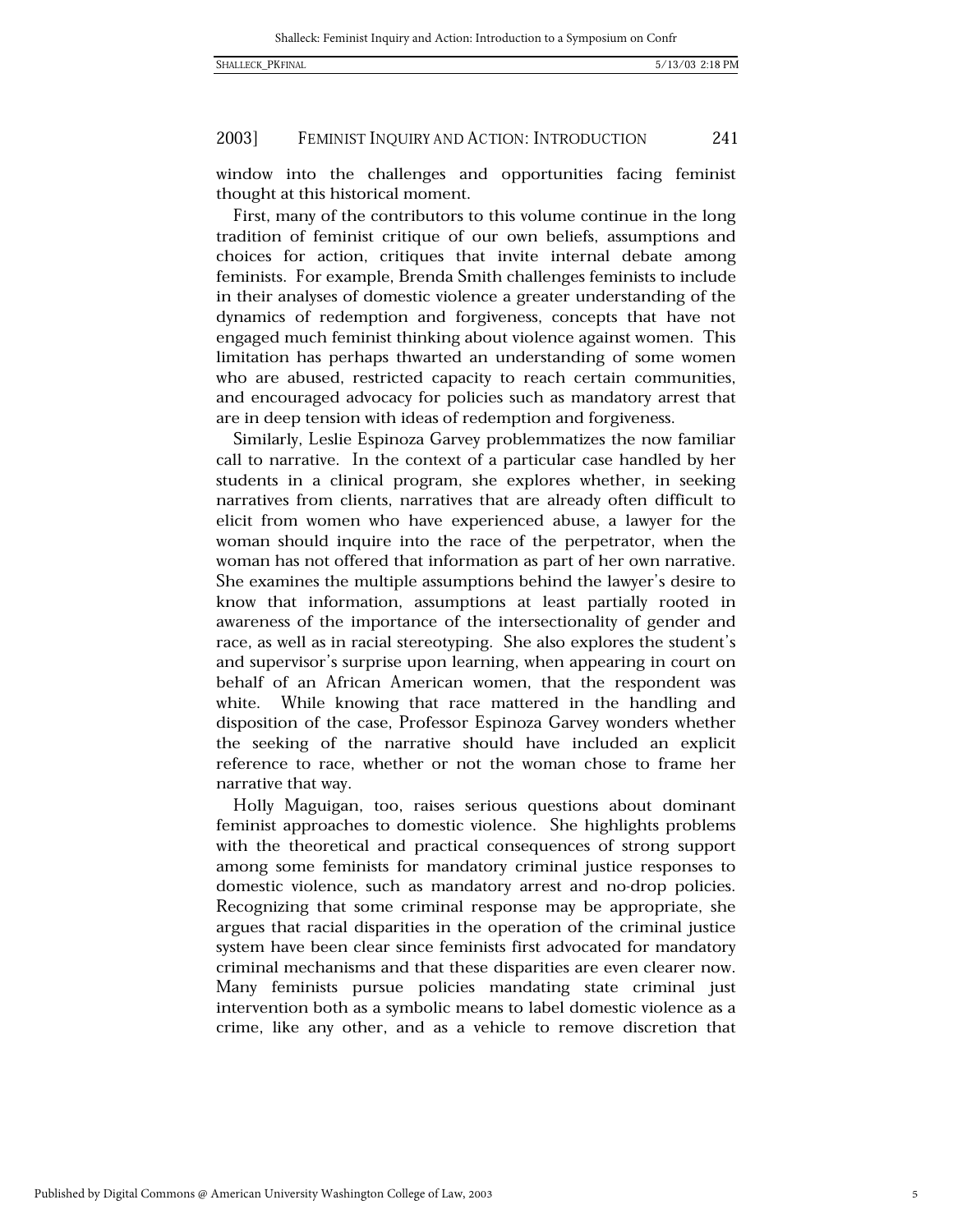window into the challenges and opportunities facing feminist thought at this historical moment.

First, many of the contributors to this volume continue in the long tradition of feminist critique of our own beliefs, assumptions and choices for action, critiques that invite internal debate among feminists. For example, Brenda Smith challenges feminists to include in their analyses of domestic violence a greater understanding of the dynamics of redemption and forgiveness, concepts that have not engaged much feminist thinking about violence against women. This limitation has perhaps thwarted an understanding of some women who are abused, restricted capacity to reach certain communities, and encouraged advocacy for policies such as mandatory arrest that are in deep tension with ideas of redemption and forgiveness.

Similarly, Leslie Espinoza Garvey problemmatizes the now familiar call to narrative. In the context of a particular case handled by her students in a clinical program, she explores whether, in seeking narratives from clients, narratives that are already often difficult to elicit from women who have experienced abuse, a lawyer for the woman should inquire into the race of the perpetrator, when the woman has not offered that information as part of her own narrative. She examines the multiple assumptions behind the lawyer's desire to know that information, assumptions at least partially rooted in awareness of the importance of the intersectionality of gender and race, as well as in racial stereotyping. She also explores the student's and supervisor's surprise upon learning, when appearing in court on behalf of an African American women, that the respondent was white. While knowing that race mattered in the handling and disposition of the case, Professor Espinoza Garvey wonders whether the seeking of the narrative should have included an explicit reference to race, whether or not the woman chose to frame her narrative that way.

Holly Maguigan, too, raises serious questions about dominant feminist approaches to domestic violence. She highlights problems with the theoretical and practical consequences of strong support among some feminists for mandatory criminal justice responses to domestic violence, such as mandatory arrest and no-drop policies. Recognizing that some criminal response may be appropriate, she argues that racial disparities in the operation of the criminal justice system have been clear since feminists first advocated for mandatory criminal mechanisms and that these disparities are even clearer now. Many feminists pursue policies mandating state criminal just intervention both as a symbolic means to label domestic violence as a crime, like any other, and as a vehicle to remove discretion that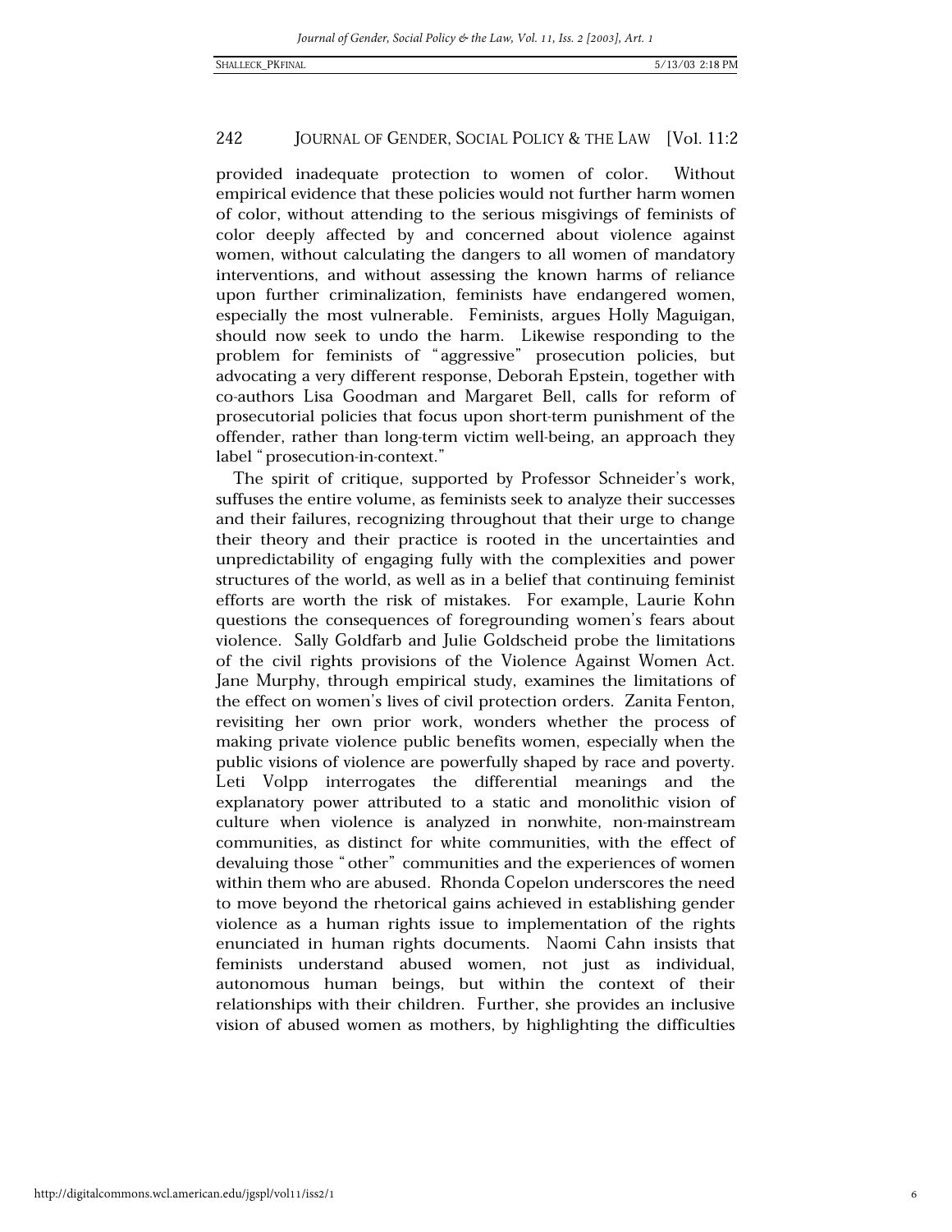provided inadequate protection to women of color. Without empirical evidence that these policies would not further harm women of color, without attending to the serious misgivings of feminists of color deeply affected by and concerned about violence against women, without calculating the dangers to all women of mandatory interventions, and without assessing the known harms of reliance upon further criminalization, feminists have endangered women, especially the most vulnerable. Feminists, argues Holly Maguigan, should now seek to undo the harm. Likewise responding to the problem for feminists of "aggressive" prosecution policies, but advocating a very different response, Deborah Epstein, together with co-authors Lisa Goodman and Margaret Bell, calls for reform of prosecutorial policies that focus upon short-term punishment of the offender, rather than long-term victim well-being, an approach they label "prosecution-in-context."

The spirit of critique, supported by Professor Schneider's work, suffuses the entire volume, as feminists seek to analyze their successes and their failures, recognizing throughout that their urge to change their theory and their practice is rooted in the uncertainties and unpredictability of engaging fully with the complexities and power structures of the world, as well as in a belief that continuing feminist efforts are worth the risk of mistakes. For example, Laurie Kohn questions the consequences of foregrounding women's fears about violence. Sally Goldfarb and Julie Goldscheid probe the limitations of the civil rights provisions of the Violence Against Women Act. Jane Murphy, through empirical study, examines the limitations of the effect on women's lives of civil protection orders. Zanita Fenton, revisiting her own prior work, wonders whether the process of making private violence public benefits women, especially when the public visions of violence are powerfully shaped by race and poverty. Leti Volpp interrogates the differential meanings and the explanatory power attributed to a static and monolithic vision of culture when violence is analyzed in nonwhite, non-mainstream communities, as distinct for white communities, with the effect of devaluing those "other" communities and the experiences of women within them who are abused. Rhonda Copelon underscores the need to move beyond the rhetorical gains achieved in establishing gender violence as a human rights issue to implementation of the rights enunciated in human rights documents. Naomi Cahn insists that feminists understand abused women, not just as individual, autonomous human beings, but within the context of their relationships with their children. Further, she provides an inclusive vision of abused women as mothers, by highlighting the difficulties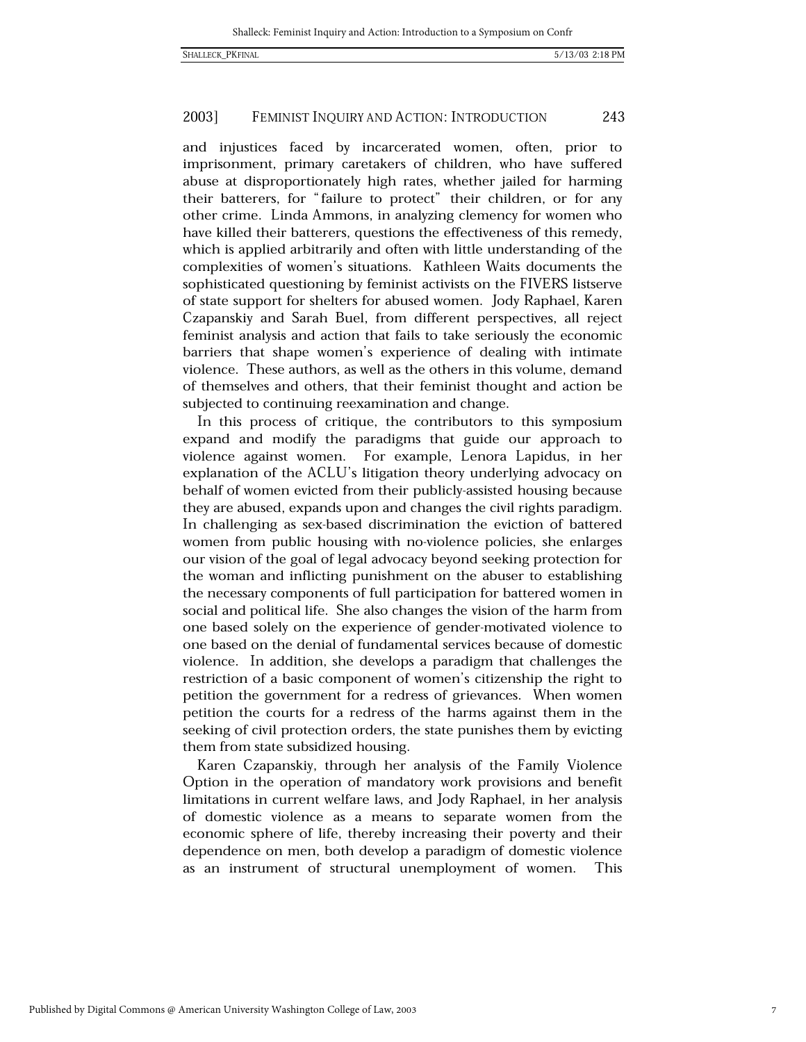and injustices faced by incarcerated women, often, prior to imprisonment, primary caretakers of children, who have suffered abuse at disproportionately high rates, whether jailed for harming their batterers, for "failure to protect" their children, or for any other crime. Linda Ammons, in analyzing clemency for women who have killed their batterers, questions the effectiveness of this remedy, which is applied arbitrarily and often with little understanding of the complexities of women's situations. Kathleen Waits documents the sophisticated questioning by feminist activists on the FIVERS listserve of state support for shelters for abused women. Jody Raphael, Karen Czapanskiy and Sarah Buel, from different perspectives, all reject feminist analysis and action that fails to take seriously the economic barriers that shape women's experience of dealing with intimate violence. These authors, as well as the others in this volume, demand of themselves and others, that their feminist thought and action be subjected to continuing reexamination and change.

In this process of critique, the contributors to this symposium expand and modify the paradigms that guide our approach to violence against women. For example, Lenora Lapidus, in her explanation of the ACLU's litigation theory underlying advocacy on behalf of women evicted from their publicly-assisted housing because they are abused, expands upon and changes the civil rights paradigm. In challenging as sex-based discrimination the eviction of battered women from public housing with no-violence policies, she enlarges our vision of the goal of legal advocacy beyond seeking protection for the woman and inflicting punishment on the abuser to establishing the necessary components of full participation for battered women in social and political life. She also changes the vision of the harm from one based solely on the experience of gender-motivated violence to one based on the denial of fundamental services because of domestic violence. In addition, she develops a paradigm that challenges the restriction of a basic component of women's citizenship the right to petition the government for a redress of grievances. When women petition the courts for a redress of the harms against them in the seeking of civil protection orders, the state punishes them by evicting them from state subsidized housing.

Karen Czapanskiy, through her analysis of the Family Violence Option in the operation of mandatory work provisions and benefit limitations in current welfare laws, and Jody Raphael, in her analysis of domestic violence as a means to separate women from the economic sphere of life, thereby increasing their poverty and their dependence on men, both develop a paradigm of domestic violence as an instrument of structural unemployment of women. This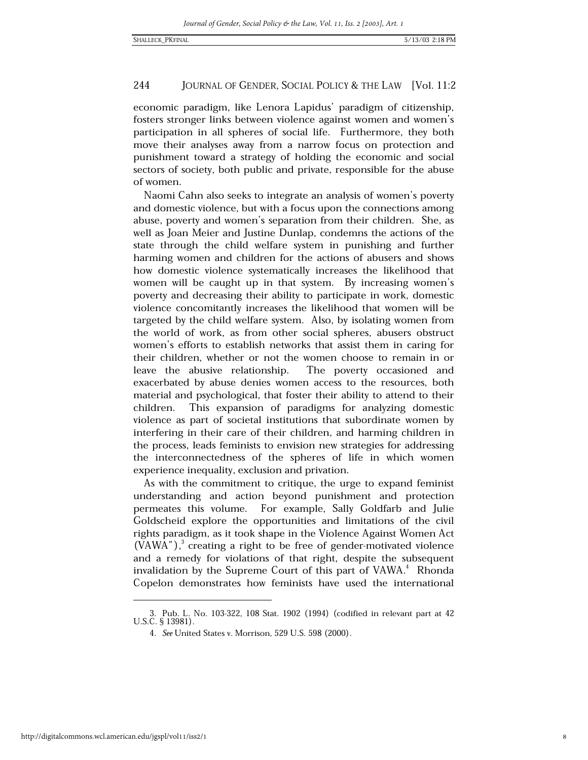economic paradigm, like Lenora Lapidus' paradigm of citizenship, fosters stronger links between violence against women and women's participation in all spheres of social life. Furthermore, they both move their analyses away from a narrow focus on protection and punishment toward a strategy of holding the economic and social sectors of society, both public and private, responsible for the abuse of women.

Naomi Cahn also seeks to integrate an analysis of women's poverty and domestic violence, but with a focus upon the connections among abuse, poverty and women's separation from their children. She, as well as Joan Meier and Justine Dunlap, condemns the actions of the state through the child welfare system in punishing and further harming women and children for the actions of abusers and shows how domestic violence systematically increases the likelihood that women will be caught up in that system. By increasing women's poverty and decreasing their ability to participate in work, domestic violence concomitantly increases the likelihood that women will be targeted by the child welfare system. Also, by isolating women from the world of work, as from other social spheres, abusers obstruct women's efforts to establish networks that assist them in caring for their children, whether or not the women choose to remain in or leave the abusive relationship. The poverty occasioned and exacerbated by abuse denies women access to the resources, both material and psychological, that foster their ability to attend to their children. This expansion of paradigms for analyzing domestic violence as part of societal institutions that subordinate women by interfering in their care of their children, and harming children in the process, leads feminists to envision new strategies for addressing the interconnectedness of the spheres of life in which women experience inequality, exclusion and privation.

As with the commitment to critique, the urge to expand feminist understanding and action beyond punishment and protection permeates this volume. For example, Sally Goldfarb and Julie Goldscheid explore the opportunities and limitations of the civil rights paradigm, as it took shape in the Violence Against Women Act (VAWA"),[3] creating a right to be free of gender-motivated violence and a remedy for violations of that right, despite the subsequent invalidation by the Supreme Court of this part of VAWA.[4] Rhonda Copelon demonstrates how feminists have used the international

---

3. Pub. L. No. 103-322, 108 Stat. 1902 (1994) (codified in relevant part at 42 U.S.C. § 13981).

4. *See* United States v. Morrison, 529 U.S. 598 (2000).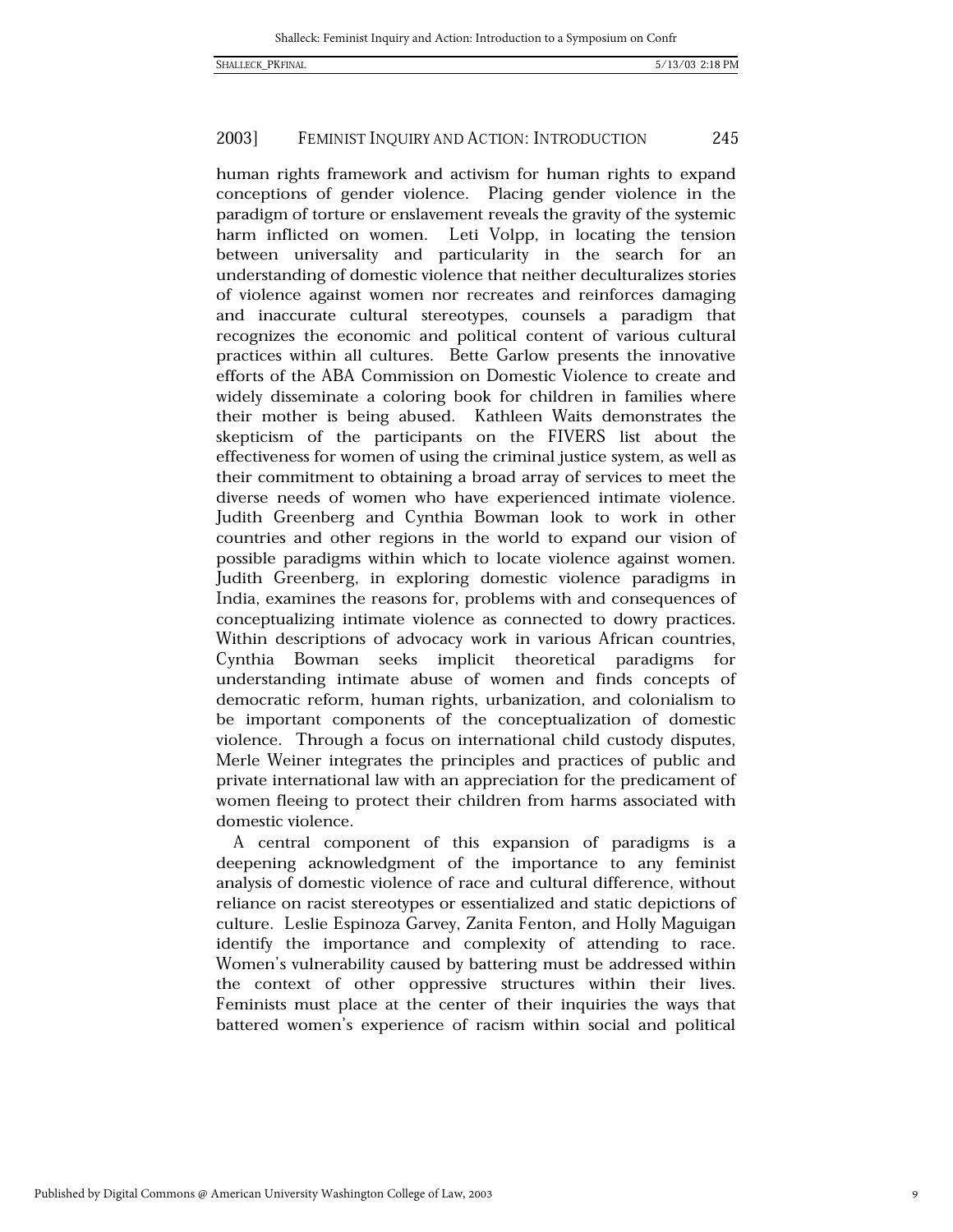human rights framework and activism for human rights to expand conceptions of gender violence. Placing gender violence in the paradigm of torture or enslavement reveals the gravity of the systemic harm inflicted on women. Leti Volpp, in locating the tension between universality and particularity in the search for an understanding of domestic violence that neither deculturalizes stories of violence against women nor recreates and reinforces damaging and inaccurate cultural stereotypes, counsels a paradigm that recognizes the economic and political content of various cultural practices within all cultures. Bette Garlow presents the innovative efforts of the ABA Commission on Domestic Violence to create and widely disseminate a coloring book for children in families where their mother is being abused. Kathleen Waits demonstrates the skepticism of the participants on the FIVERS list about the effectiveness for women of using the criminal justice system, as well as their commitment to obtaining a broad array of services to meet the diverse needs of women who have experienced intimate violence. Judith Greenberg and Cynthia Bowman look to work in other countries and other regions in the world to expand our vision of possible paradigms within which to locate violence against women. Judith Greenberg, in exploring domestic violence paradigms in India, examines the reasons for, problems with and consequences of conceptualizing intimate violence as connected to dowry practices. Within descriptions of advocacy work in various African countries, Cynthia Bowman seeks implicit theoretical paradigms for understanding intimate abuse of women and finds concepts of democratic reform, human rights, urbanization, and colonialism to be important components of the conceptualization of domestic violence. Through a focus on international child custody disputes, Merle Weiner integrates the principles and practices of public and private international law with an appreciation for the predicament of women fleeing to protect their children from harms associated with domestic violence.

A central component of this expansion of paradigms is a deepening acknowledgment of the importance to any feminist analysis of domestic violence of race and cultural difference, without reliance on racist stereotypes or essentialized and static depictions of culture. Leslie Espinoza Garvey, Zanita Fenton, and Holly Maguigan identify the importance and complexity of attending to race. Women's vulnerability caused by battering must be addressed within the context of other oppressive structures within their lives. Feminists must place at the center of their inquiries the ways that battered women's experience of racism within social and political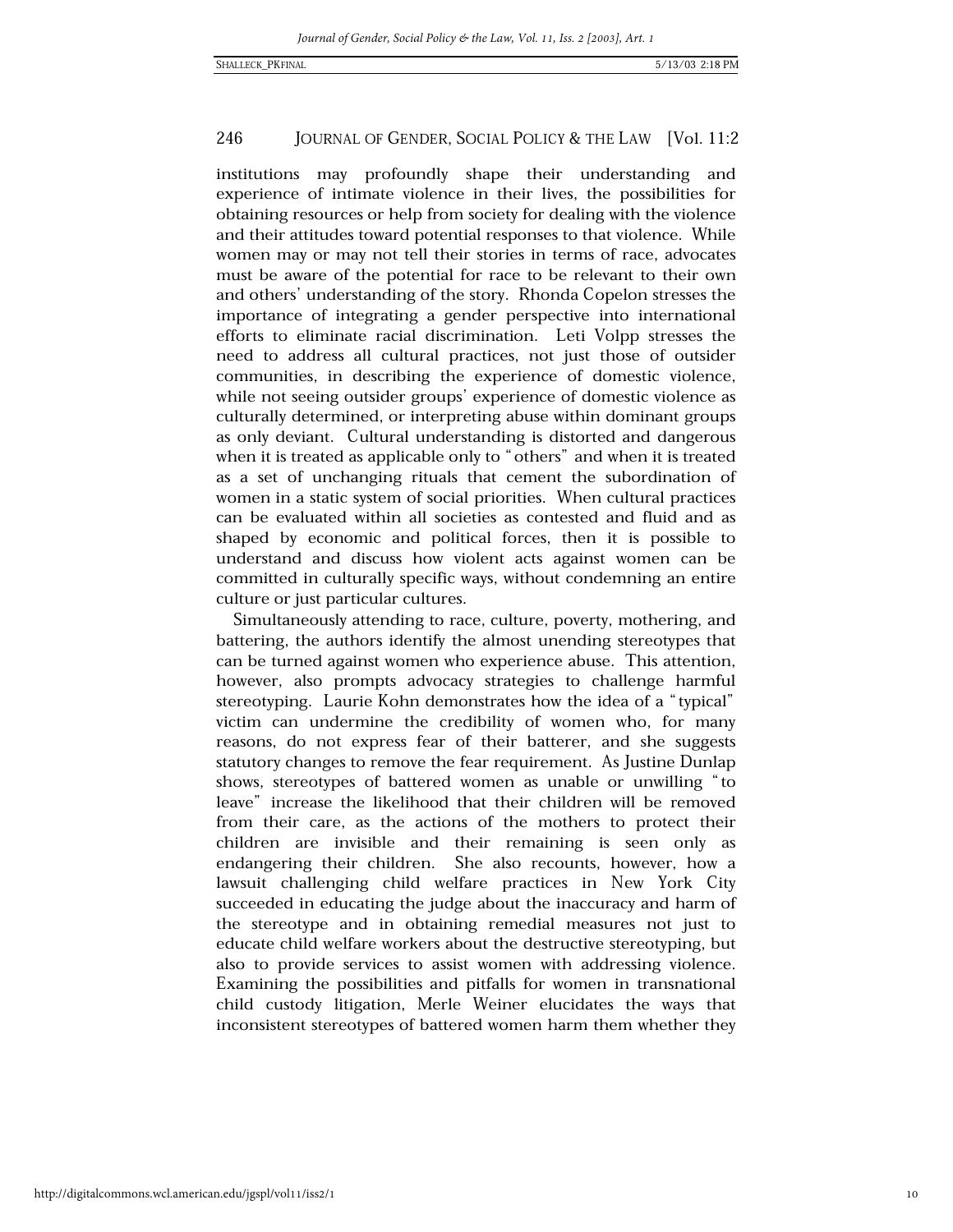institutions may profoundly shape their understanding and experience of intimate violence in their lives, the possibilities for obtaining resources or help from society for dealing with the violence and their attitudes toward potential responses to that violence. While women may or may not tell their stories in terms of race, advocates must be aware of the potential for race to be relevant to their own and others' understanding of the story. Rhonda Copelon stresses the importance of integrating a gender perspective into international efforts to eliminate racial discrimination. Leti Volpp stresses the need to address all cultural practices, not just those of outsider communities, in describing the experience of domestic violence, while not seeing outsider groups' experience of domestic violence as culturally determined, or interpreting abuse within dominant groups as only deviant. Cultural understanding is distorted and dangerous when it is treated as applicable only to "others" and when it is treated as a set of unchanging rituals that cement the subordination of women in a static system of social priorities. When cultural practices can be evaluated within all societies as contested and fluid and as shaped by economic and political forces, then it is possible to understand and discuss how violent acts against women can be committed in culturally specific ways, without condemning an entire culture or just particular cultures.

Simultaneously attending to race, culture, poverty, mothering, and battering, the authors identify the almost unending stereotypes that can be turned against women who experience abuse. This attention, however, also prompts advocacy strategies to challenge harmful stereotyping. Laurie Kohn demonstrates how the idea of a "typical" victim can undermine the credibility of women who, for many reasons, do not express fear of their batterer, and she suggests statutory changes to remove the fear requirement. As Justine Dunlap shows, stereotypes of battered women as unable or unwilling "to leave" increase the likelihood that their children will be removed from their care, as the actions of the mothers to protect their children are invisible and their remaining is seen only as endangering their children. She also recounts, however, how a lawsuit challenging child welfare practices in New York City succeeded in educating the judge about the inaccuracy and harm of the stereotype and in obtaining remedial measures not just to educate child welfare workers about the destructive stereotyping, but also to provide services to assist women with addressing violence. Examining the possibilities and pitfalls for women in transnational child custody litigation, Merle Weiner elucidates the ways that inconsistent stereotypes of battered women harm them whether they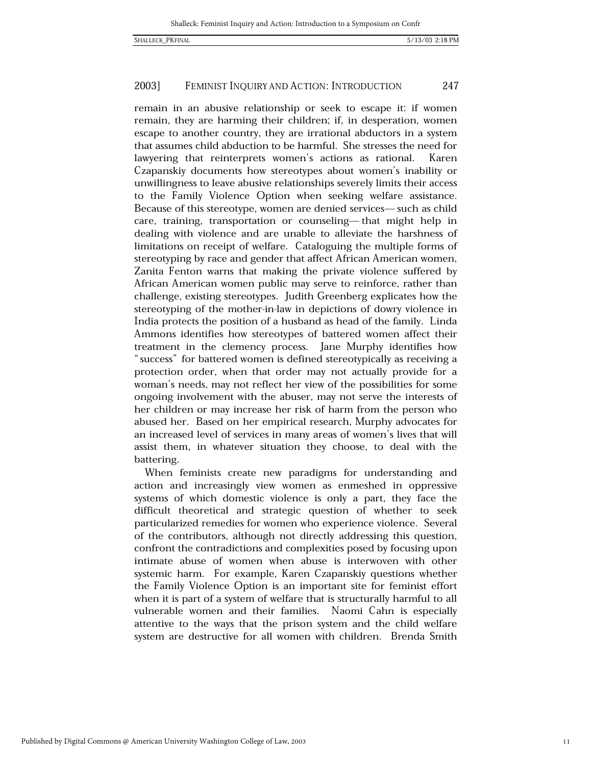remain in an abusive relationship or seek to escape it: if women remain, they are harming their children; if, in desperation, women escape to another country, they are irrational abductors in a system that assumes child abduction to be harmful. She stresses the need for lawyering that reinterprets women's actions as rational. Karen Czapanskiy documents how stereotypes about women's inability or unwillingness to leave abusive relationships severely limits their access to the Family Violence Option when seeking welfare assistance. Because of this stereotype, women are denied services— such as child care, training, transportation or counseling— that might help in dealing with violence and are unable to alleviate the harshness of limitations on receipt of welfare. Cataloguing the multiple forms of stereotyping by race and gender that affect African American women, Zanita Fenton warns that making the private violence suffered by African American women public may serve to reinforce, rather than challenge, existing stereotypes. Judith Greenberg explicates how the stereotyping of the mother-in-law in depictions of dowry violence in India protects the position of a husband as head of the family. Linda Ammons identifies how stereotypes of battered women affect their treatment in the clemency process. Jane Murphy identifies how "success" for battered women is defined stereotypically as receiving a protection order, when that order may not actually provide for a woman's needs, may not reflect her view of the possibilities for some ongoing involvement with the abuser, may not serve the interests of her children or may increase her risk of harm from the person who abused her. Based on her empirical research, Murphy advocates for an increased level of services in many areas of women's lives that will assist them, in whatever situation they choose, to deal with the battering.

When feminists create new paradigms for understanding and action and increasingly view women as enmeshed in oppressive systems of which domestic violence is only a part, they face the difficult theoretical and strategic question of whether to seek particularized remedies for women who experience violence. Several of the contributors, although not directly addressing this question, confront the contradictions and complexities posed by focusing upon intimate abuse of women when abuse is interwoven with other systemic harm. For example, Karen Czapanskiy questions whether the Family Violence Option is an important site for feminist effort when it is part of a system of welfare that is structurally harmful to all vulnerable women and their families. Naomi Cahn is especially attentive to the ways that the prison system and the child welfare system are destructive for all women with children. Brenda Smith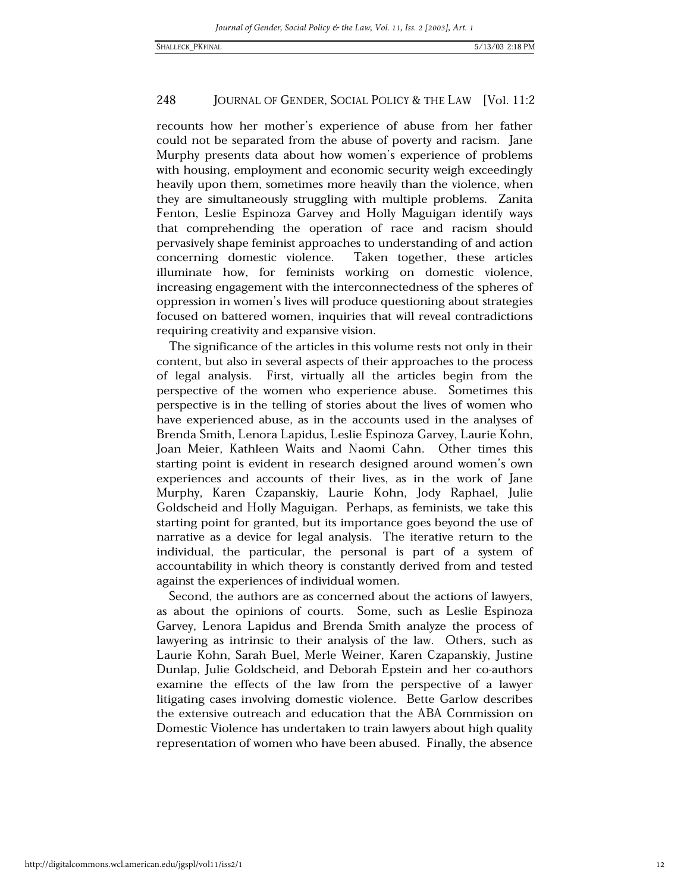recounts how her mother's experience of abuse from her father could not be separated from the abuse of poverty and racism. Jane Murphy presents data about how women's experience of problems with housing, employment and economic security weigh exceedingly heavily upon them, sometimes more heavily than the violence, when they are simultaneously struggling with multiple problems. Zanita Fenton, Leslie Espinoza Garvey and Holly Maguigan identify ways that comprehending the operation of race and racism should pervasively shape feminist approaches to understanding of and action concerning domestic violence. Taken together, these articles illuminate how, for feminists working on domestic violence, increasing engagement with the interconnectedness of the spheres of oppression in women's lives will produce questioning about strategies focused on battered women, inquiries that will reveal contradictions requiring creativity and expansive vision.

The significance of the articles in this volume rests not only in their content, but also in several aspects of their approaches to the process of legal analysis. First, virtually all the articles begin from the perspective of the women who experience abuse. Sometimes this perspective is in the telling of stories about the lives of women who have experienced abuse, as in the accounts used in the analyses of Brenda Smith, Lenora Lapidus, Leslie Espinoza Garvey, Laurie Kohn, Joan Meier, Kathleen Waits and Naomi Cahn. Other times this starting point is evident in research designed around women's own experiences and accounts of their lives, as in the work of Jane Murphy, Karen Czapanskiy, Laurie Kohn, Jody Raphael, Julie Goldscheid and Holly Maguigan. Perhaps, as feminists, we take this starting point for granted, but its importance goes beyond the use of narrative as a device for legal analysis. The iterative return to the individual, the particular, the personal is part of a system of accountability in which theory is constantly derived from and tested against the experiences of individual women.

Second, the authors are as concerned about the actions of lawyers, as about the opinions of courts. Some, such as Leslie Espinoza Garvey, Lenora Lapidus and Brenda Smith analyze the process of lawyering as intrinsic to their analysis of the law. Others, such as Laurie Kohn, Sarah Buel, Merle Weiner, Karen Czapanskiy, Justine Dunlap, Julie Goldscheid, and Deborah Epstein and her co-authors examine the effects of the law from the perspective of a lawyer litigating cases involving domestic violence. Bette Garlow describes the extensive outreach and education that the ABA Commission on Domestic Violence has undertaken to train lawyers about high quality representation of women who have been abused. Finally, the absence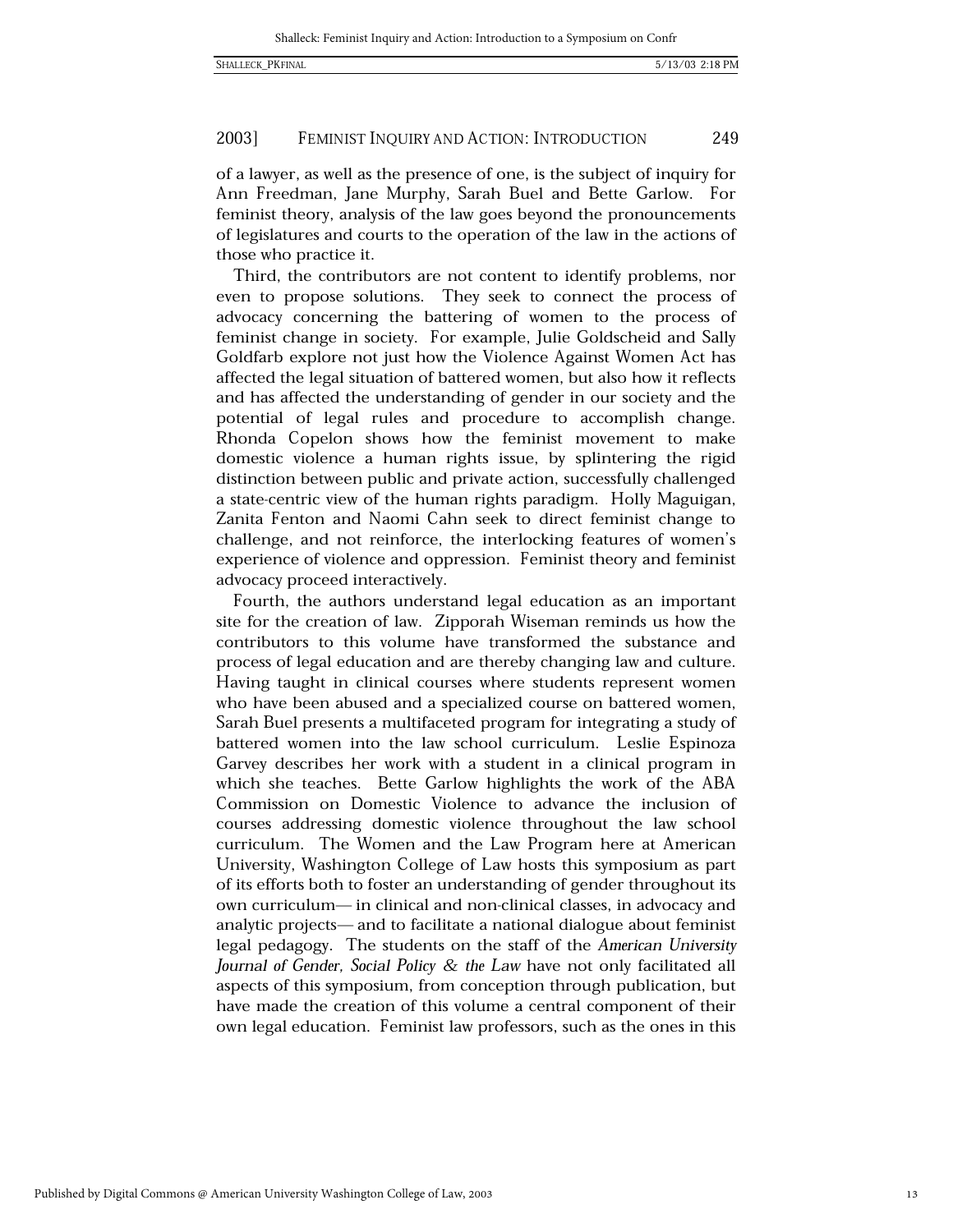of a lawyer, as well as the presence of one, is the subject of inquiry for Ann Freedman, Jane Murphy, Sarah Buel and Bette Garlow. For feminist theory, analysis of the law goes beyond the pronouncements of legislatures and courts to the operation of the law in the actions of those who practice it.

Third, the contributors are not content to identify problems, nor even to propose solutions. They seek to connect the process of advocacy concerning the battering of women to the process of feminist change in society. For example, Julie Goldscheid and Sally Goldfarb explore not just how the Violence Against Women Act has affected the legal situation of battered women, but also how it reflects and has affected the understanding of gender in our society and the potential of legal rules and procedure to accomplish change. Rhonda Copelon shows how the feminist movement to make domestic violence a human rights issue, by splintering the rigid distinction between public and private action, successfully challenged a state-centric view of the human rights paradigm. Holly Maguigan, Zanita Fenton and Naomi Cahn seek to direct feminist change to challenge, and not reinforce, the interlocking features of women's experience of violence and oppression. Feminist theory and feminist advocacy proceed interactively.

Fourth, the authors understand legal education as an important site for the creation of law. Zipporah Wiseman reminds us how the contributors to this volume have transformed the substance and process of legal education and are thereby changing law and culture. Having taught in clinical courses where students represent women who have been abused and a specialized course on battered women, Sarah Buel presents a multifaceted program for integrating a study of battered women into the law school curriculum. Leslie Espinoza Garvey describes her work with a student in a clinical program in which she teaches. Bette Garlow highlights the work of the ABA Commission on Domestic Violence to advance the inclusion of courses addressing domestic violence throughout the law school curriculum. The Women and the Law Program here at American University, Washington College of Law hosts this symposium as part of its efforts both to foster an understanding of gender throughout its own curriculum— in clinical and non-clinical classes, in advocacy and analytic projects— and to facilitate a national dialogue about feminist legal pedagogy. The students on the staff of the *American University Journal of Gender, Social Policy & the Law* have not only facilitated all aspects of this symposium, from conception through publication, but have made the creation of this volume a central component of their own legal education. Feminist law professors, such as the ones in this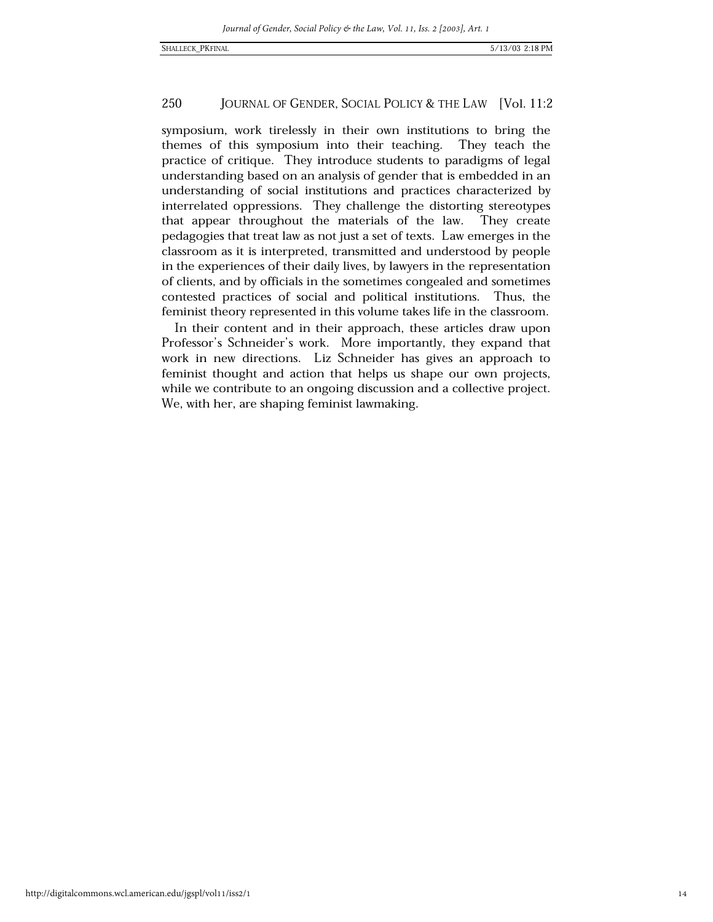symposium, work tirelessly in their own institutions to bring the themes of this symposium into their teaching. They teach the practice of critique. They introduce students to paradigms of legal understanding based on an analysis of gender that is embedded in an understanding of social institutions and practices characterized by interrelated oppressions. They challenge the distorting stereotypes that appear throughout the materials of the law. They create pedagogies that treat law as not just a set of texts. Law emerges in the classroom as it is interpreted, transmitted and understood by people in the experiences of their daily lives, by lawyers in the representation of clients, and by officials in the sometimes congealed and sometimes contested practices of social and political institutions. Thus, the feminist theory represented in this volume takes life in the classroom.

In their content and in their approach, these articles draw upon Professor's Schneider's work. More importantly, they expand that work in new directions. Liz Schneider has gives an approach to feminist thought and action that helps us shape our own projects, while we contribute to an ongoing discussion and a collective project. We, with her, are shaping feminist lawmaking.